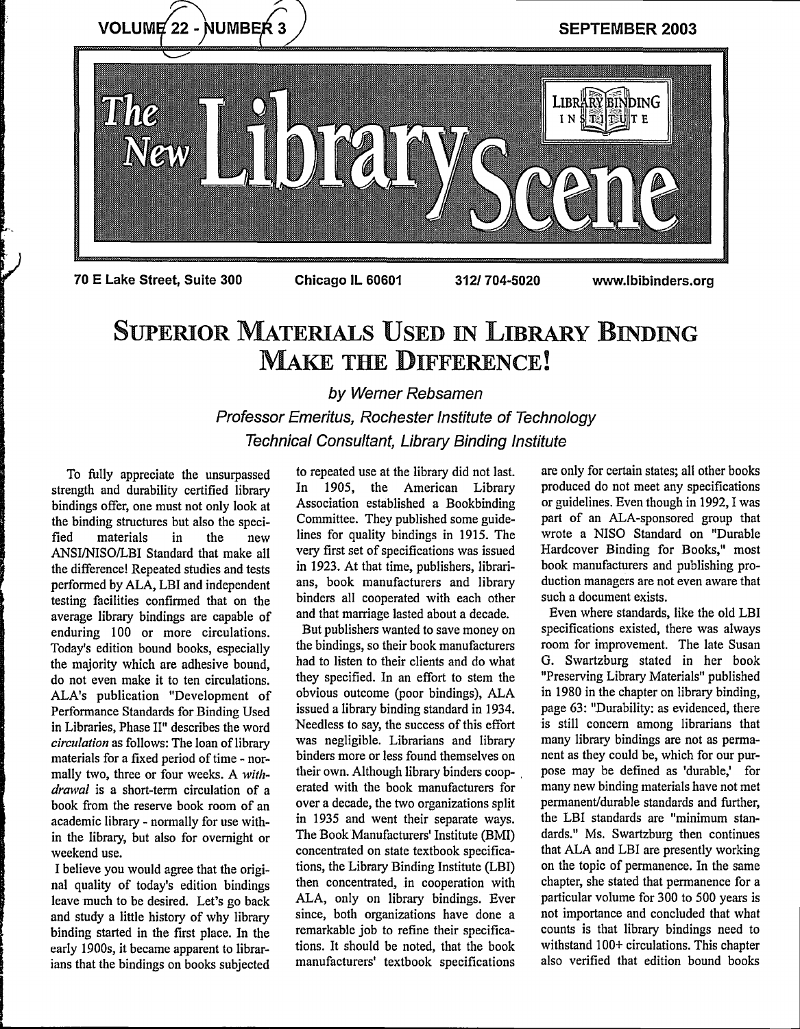VOLUME 22 - NUMBER 3 SEPTEMBER 2003

# The New Library Scene

LIBRARY BINDING INSTITUTE

70 E Lake Street, Suite 300 Chicago IL 60601 312/ 704-5020 www.lbibinders.org

# Superior Materials Used in Library Binding Make the Difference!

*by Werner Rebsamen*
*Professor Emeritus, Rochester Institute of Technology*
*Technical Consultant, Library Binding Institute*

To fully appreciate the unsurpassed strength and durability certified library bindings offer, one must not only look at the binding structures but also the specified materials in the new ANSI/NISO/LBI Standard that make all the difference! Repeated studies and tests performed by ALA, LBI and independent testing facilities confirmed that on the average library bindings are capable of enduring 100 or more circulations. Today's edition bound books, especially the majority which are adhesive bound, do not even make it to ten circulations. ALA's publication "Development of Performance Standards for Binding Used in Libraries, Phase II" describes the word *circulation* as follows: The loan of library materials for a fixed period of time - normally two, three or four weeks. A *withdrawal* is a short-term circulation of a book from the reserve book room of an academic library - normally for use within the library, but also for overnight or weekend use.

I believe you would agree that the original quality of today's edition bindings leave much to be desired. Let's go back and study a little history of why library binding started in the first place. In the early 1900s, it became apparent to librarians that the bindings on books subjected to repeated use at the library did not last. In 1905, the American Library Association established a Bookbinding Committee. They published some guidelines for quality bindings in 1915. The very first set of specifications was issued in 1923. At that time, publishers, librarians, book manufacturers and library binders all cooperated with each other and that marriage lasted about a decade.

But publishers wanted to save money on the bindings, so their book manufacturers had to listen to their clients and do what they specified. In an effort to stem the obvious outcome (poor bindings), ALA issued a library binding standard in 1934. Needless to say, the success of this effort was negligible. Librarians and library binders more or less found themselves on their own. Although library binders cooperated with the book manufacturers for over a decade, the two organizations split in 1935 and went their separate ways. The Book Manufacturers' Institute (BMI) concentrated on state textbook specifications, the Library Binding Institute (LBI) then concentrated, in cooperation with ALA, only on library bindings. Ever since, both organizations have done a remarkable job to refine their specifications. It should be noted, that the book manufacturers' textbook specifications are only for certain states; all other books produced do not meet any specifications or guidelines. Even though in 1992, I was part of an ALA-sponsored group that wrote a NISO Standard on "Durable Hardcover Binding for Books," most book manufacturers and publishing production managers are not even aware that such a document exists.

Even where standards, like the old LBI specifications existed, there was always room for improvement. The late Susan G. Swartzburg stated in her book "Preserving Library Materials" published in 1980 in the chapter on library binding, page 63: "Durability: as evidenced, there is still concern among librarians that many library bindings are not as permanent as they could be, which for our purpose may be defined as 'durable,' for many new binding materials have not met permanent/durable standards and further, the LBI standards are "minimum standards." Ms. Swartzburg then continues that ALA and LBI are presently working on the topic of permanence. In the same chapter, she stated that permanence for a particular volume for 300 to 500 years is not importance and concluded that what counts is that library bindings need to withstand 100+ circulations. This chapter also verified that edition bound books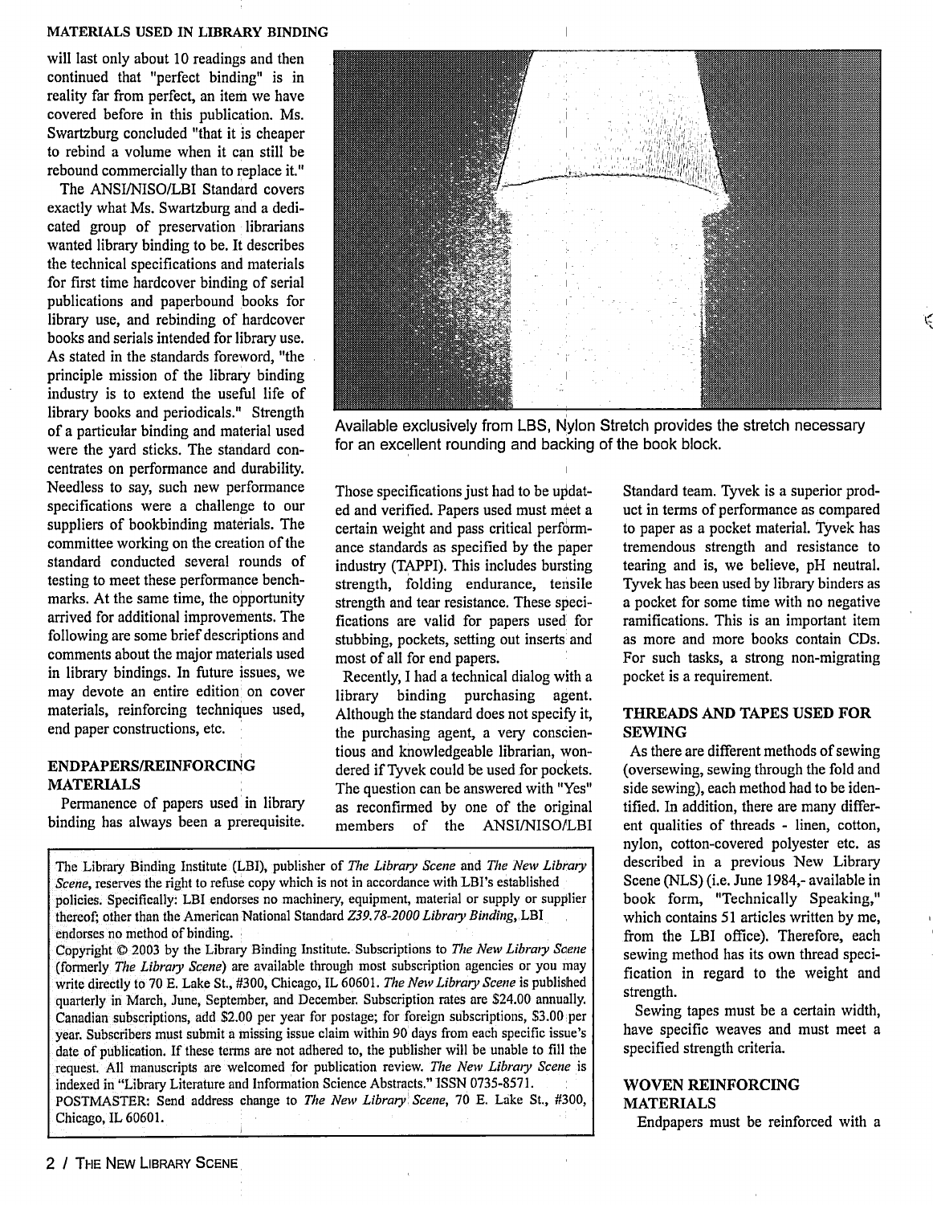will last only about 10 readings and then continued that "perfect binding" is in reality far from perfect, an item we have covered before in this publication. Ms. Swartzburg concluded "that it is cheaper to rebind a volume when it can still be rebound commercially than to replace it."

The ANSI/NISO/LBI Standard covers exactly what Ms. Swartzburg and a dedicated group of preservation librarians wanted library binding to be. It describes the technical specifications and materials for first time hardcover binding of serial publications and paperbound books for library use, and rebinding of hardcover books and serials intended for library use. As stated in the standards foreword, "the principle mission of the library binding industry is to extend the useful life of library books and periodicals." Strength of a particular binding and material used were the yard sticks. The standard concentrates on performance and durability. Needless to say, such new performance specifications were a challenge to our suppliers of bookbinding materials. The committee working on the creation of the standard conducted several rounds of testing to meet these performance benchmarks. At the same time, the opportunity arrived for additional improvements. The following are some brief descriptions and comments about the major materials used in library bindings. In future issues, we may devote an entire edition on cover materials, reinforcing techniques used, end paper constructions, etc.

## ENDPAPERS/REINFORCING MATERIALS

Permanence of papers used in library binding has always been a prerequisite. Those specifications just had to be updated and verified. Papers used must meet a certain weight and pass critical performance standards as specified by the paper industry (TAPPI). This includes bursting strength, folding endurance, tensile strength and tear resistance. These specifications are valid for papers used for stubbing, pockets, setting out inserts and most of all for end papers.

Recently, I had a technical dialog with a library binding purchasing agent. Although the standard does not specify it, the purchasing agent, a very conscientious and knowledgeable librarian, wondered if Tyvek could be used for pockets. The question can be answered with "Yes" as reconfirmed by one of the original members of the ANSI/NISO/LBI Standard team. Tyvek is a superior product in terms of performance as compared to paper as a pocket material. Tyvek has tremendous strength and resistance to tearing and is, we believe, pH neutral. Tyvek has been used by library binders as a pocket for some time with no negative ramifications. This is an important item as more and more books contain CDs. For such tasks, a strong non-migrating pocket is a requirement.

Available exclusively from LBS, Nylon Stretch provides the stretch necessary for an excellent rounding and backing of the book block.

## THREADS AND TAPES USED FOR SEWING

As there are different methods of sewing (oversewing, sewing through the fold and side sewing), each method had to be identified. In addition, there are many different qualities of threads - linen, cotton, nylon, cotton-covered polyester etc. as described in a previous New Library Scene (NLS) (i.e. June 1984,- available in book form, "Technically Speaking," which contains 51 articles written by me, from the LBI office). Therefore, each sewing method has its own thread specification in regard to the weight and strength.

Sewing tapes must be a certain width, have specific weaves and must meet a specified strength criteria.

## WOVEN REINFORCING MATERIALS

Endpapers must be reinforced with a

---

The Library Binding Institute (LBI), publisher of *The Library Scene* and *The New Library Scene*, reserves the right to refuse copy which is not in accordance with LBI's established policies. Specifically: LBI endorses no machinery, equipment, material or supply or supplier thereof; other than the American National Standard *Z39.78-2000 Library Binding*, LBI endorses no method of binding.

Copyright © 2003 by the Library Binding Institute. Subscriptions to *The New Library Scene* (formerly *The Library Scene*) are available through most subscription agencies or you may write directly to 70 E. Lake St., #300, Chicago, IL 60601. *The New Library Scene* is published quarterly in March, June, September, and December. Subscription rates are $24.00 annually. Canadian subscriptions, add $2.00 per year for postage; for foreign subscriptions, $3.00 per year. Subscribers must submit a missing issue claim within 90 days from each specific issue's date of publication. If these terms are not adhered to, the publisher will be unable to fill the request. All manuscripts are welcomed for publication review. *The New Library Scene* is indexed in "Library Literature and Information Science Abstracts." ISSN 0735-8571.

POSTMASTER: Send address change to *The New Library Scene*, 70 E. Lake St., #300, Chicago, IL 60601.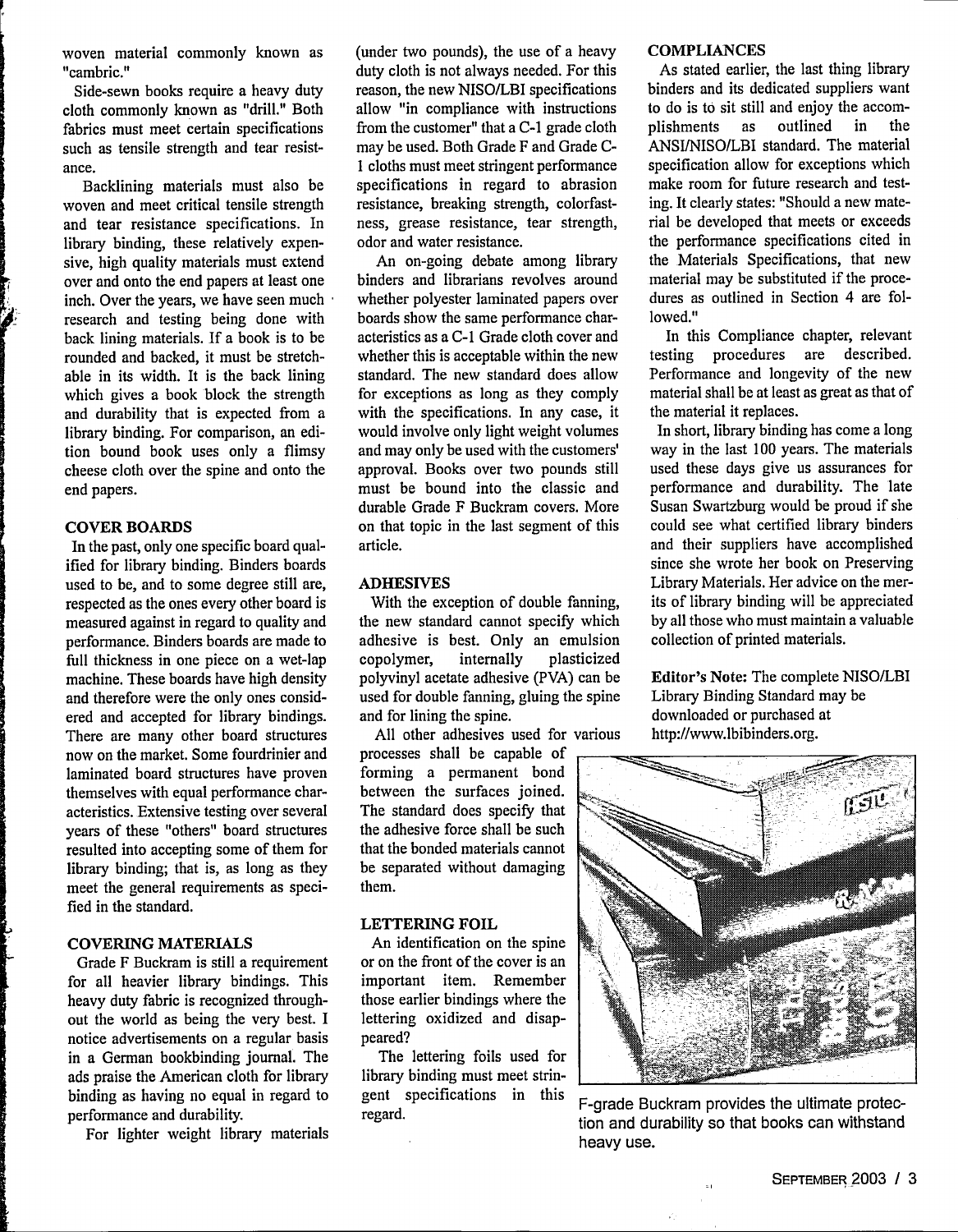woven material commonly known as "cambric."

Side-sewn books require a heavy duty cloth commonly known as "drill." Both fabrics must meet certain specifications such as tensile strength and tear resistance.

Backlining materials must also be woven and meet critical tensile strength and tear resistance specifications. In library binding, these relatively expensive, high quality materials must extend over and onto the end papers at least one inch. Over the years, we have seen much research and testing being done with back lining materials. If a book is to be rounded and backed, it must be stretchable in its width. It is the back lining which gives a book block the strength and durability that is expected from a library binding. For comparison, an edition bound book uses only a flimsy cheese cloth over the spine and onto the end papers.

## COVER BOARDS

In the past, only one specific board qualified for library binding. Binders boards used to be, and to some degree still are, respected as the ones every other board is measured against in regard to quality and performance. Binders boards are made to full thickness in one piece on a wet-lap machine. These boards have high density and therefore were the only ones considered and accepted for library bindings. There are many other board structures now on the market. Some fourdrinier and laminated board structures have proven themselves with equal performance characteristics. Extensive testing over several years of these "others" board structures resulted into accepting some of them for library binding; that is, as long as they meet the general requirements as specified in the standard.

## COVERING MATERIALS

Grade F Buckram is still a requirement for all heavier library bindings. This heavy duty fabric is recognized throughout the world as being the very best. I notice advertisements on a regular basis in a German bookbinding journal. The ads praise the American cloth for library binding as having no equal in regard to performance and durability.

For lighter weight library materials (under two pounds), the use of a heavy duty cloth is not always needed. For this reason, the new NISO/LBI specifications allow "in compliance with instructions from the customer" that a C-1 grade cloth may be used. Both Grade F and Grade C-1 cloths must meet stringent performance specifications in regard to abrasion resistance, breaking strength, colorfastness, grease resistance, tear strength, odor and water resistance.

An on-going debate among library binders and librarians revolves around whether polyester laminated papers over boards show the same performance characteristics as a C-1 Grade cloth cover and whether this is acceptable within the new standard. The new standard does allow for exceptions as long as they comply with the specifications. In any case, it would involve only light weight volumes and may only be used with the customers' approval. Books over two pounds still must be bound into the classic and durable Grade F Buckram covers. More on that topic in the last segment of this article.

## ADHESIVES

With the exception of double fanning, the new standard cannot specify which adhesive is best. Only an emulsion copolymer, internally plasticized polyvinyl acetate adhesive (PVA) can be used for double fanning, gluing the spine and for lining the spine.

All other adhesives used for various processes shall be capable of forming a permanent bond between the surfaces joined. The standard does specify that the adhesive force shall be such that the bonded materials cannot be separated without damaging them.

## LETTERING FOIL

An identification on the spine or on the front of the cover is an important item. Remember those earlier bindings where the lettering oxidized and disappeared?

The lettering foils used for library binding must meet stringent specifications in this regard.

## COMPLIANCES

As stated earlier, the last thing library binders and its dedicated suppliers want to do is to sit still and enjoy the accomplishments as outlined in the ANSI/NISO/LBI standard. The material specification allow for exceptions which make room for future research and testing. It clearly states: "Should a new material be developed that meets or exceeds the performance specifications cited in the Materials Specifications, that new material may be substituted if the procedures as outlined in Section 4 are followed."

In this Compliance chapter, relevant testing procedures are described. Performance and longevity of the new material shall be at least as great as that of the material it replaces.

In short, library binding has come a long way in the last 100 years. The materials used these days give us assurances for performance and durability. The late Susan Swartzburg would be proud if she could see what certified library binders and their suppliers have accomplished since she wrote her book on Preserving Library Materials. Her advice on the merits of library binding will be appreciated by all those who must maintain a valuable collection of printed materials.

**Editor's Note:** The complete NISO/LBI Library Binding Standard may be downloaded or purchased at http://www.lbibinders.org.

F-grade Buckram provides the ultimate protection and durability so that books can withstand heavy use.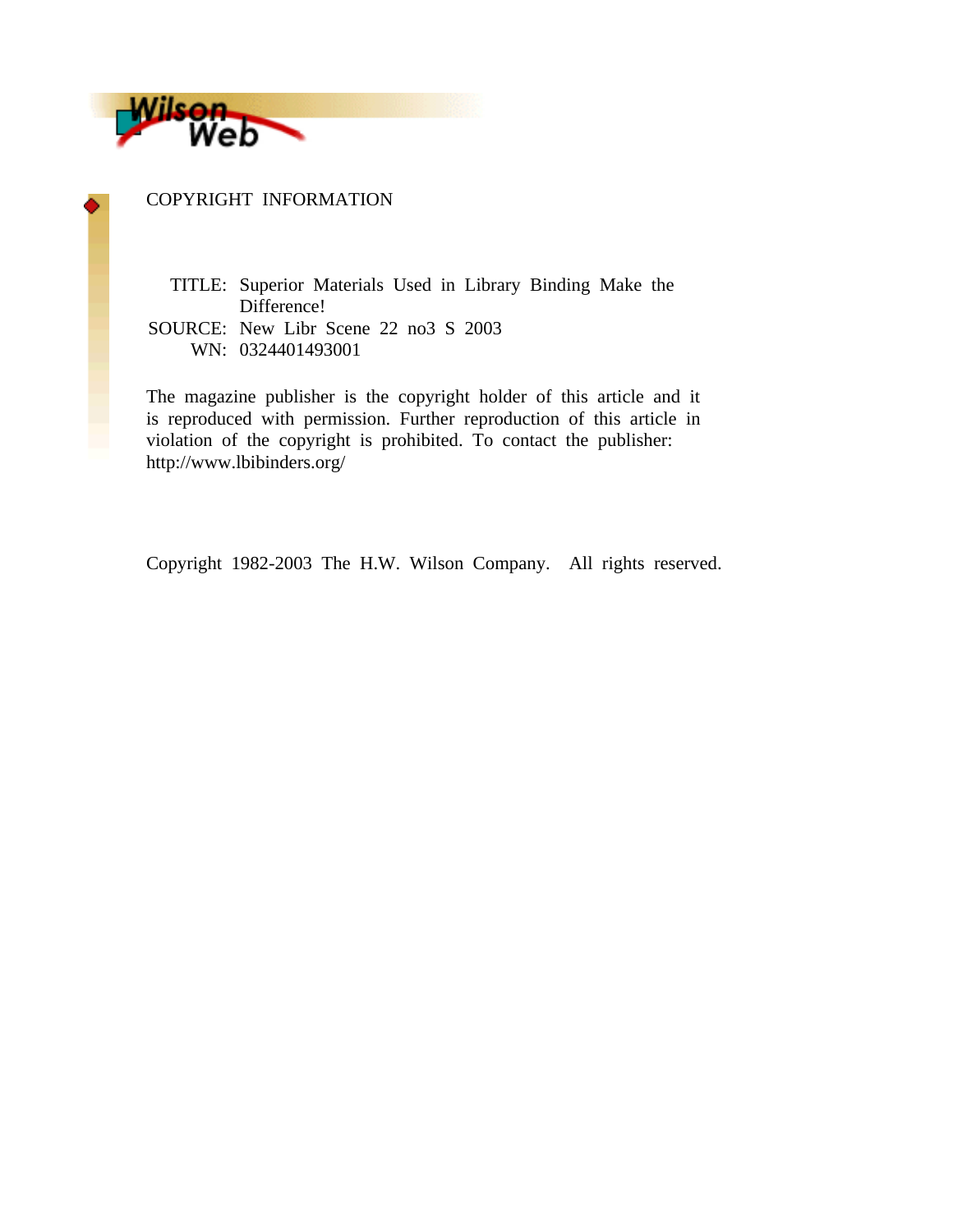COPYRIGHT INFORMATION

TITLE: Superior Materials Used in Library Binding Make the Difference!
SOURCE: New Libr Scene 22 no3 S 2003
WN: 0324401493001

The magazine publisher is the copyright holder of this article and it is reproduced with permission. Further reproduction of this article in violation of the copyright is prohibited. To contact the publisher: http://www.lbibinders.org/

Copyright 1982-2003 The H.W. Wilson Company. All rights reserved.